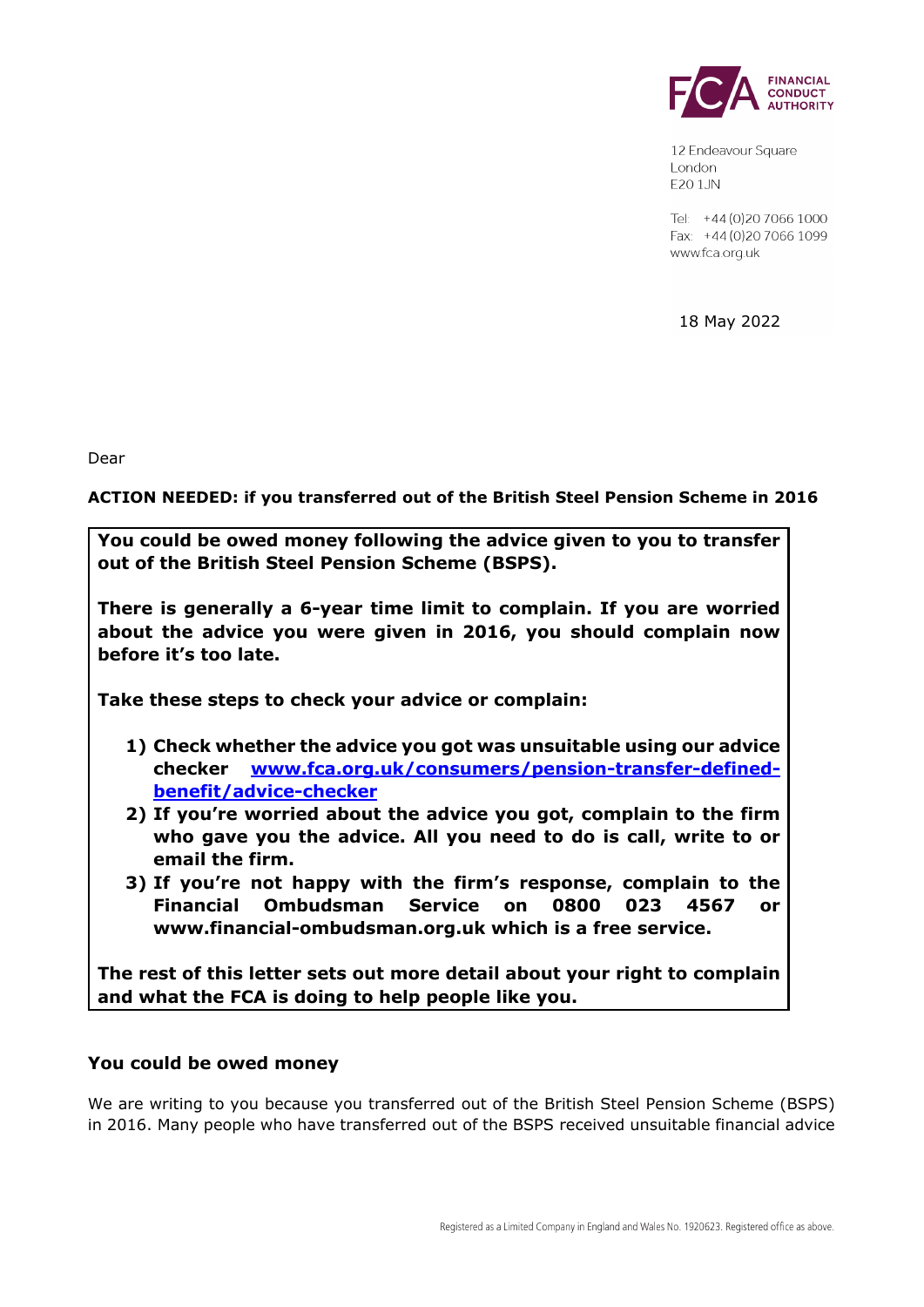FINANCIAL CONDUCT AUTHORITY

12 Endeavour Square
London
E20 1JN

Tel: +44 (0)20 7066 1000
Fax: +44 (0)20 7066 1099
www.fca.org.uk

18 May 2022

Dear

**ACTION NEEDED: if you transferred out of the British Steel Pension Scheme in 2016**

**You could be owed money following the advice given to you to transfer out of the British Steel Pension Scheme (BSPS).**

**There is generally a 6-year time limit to complain. If you are worried about the advice you were given in 2016, you should complain now before it's too late.**

**Take these steps to check your advice or complain:**

1) **Check whether the advice you got was unsuitable using our advice checker [www.fca.org.uk/consumers/pension-transfer-defined-benefit/advice-checker](www.fca.org.uk/consumers/pension-transfer-defined-benefit/advice-checker)**
2) **If you're worried about the advice you got, complain to the firm who gave you the advice. All you need to do is call, write to or email the firm.**
3) **If you're not happy with the firm's response, complain to the Financial Ombudsman Service on 0800 023 4567 or www.financial-ombudsman.org.uk which is a free service.**

**The rest of this letter sets out more detail about your right to complain and what the FCA is doing to help people like you.**

## You could be owed money

We are writing to you because you transferred out of the British Steel Pension Scheme (BSPS) in 2016. Many people who have transferred out of the BSPS received unsuitable financial advice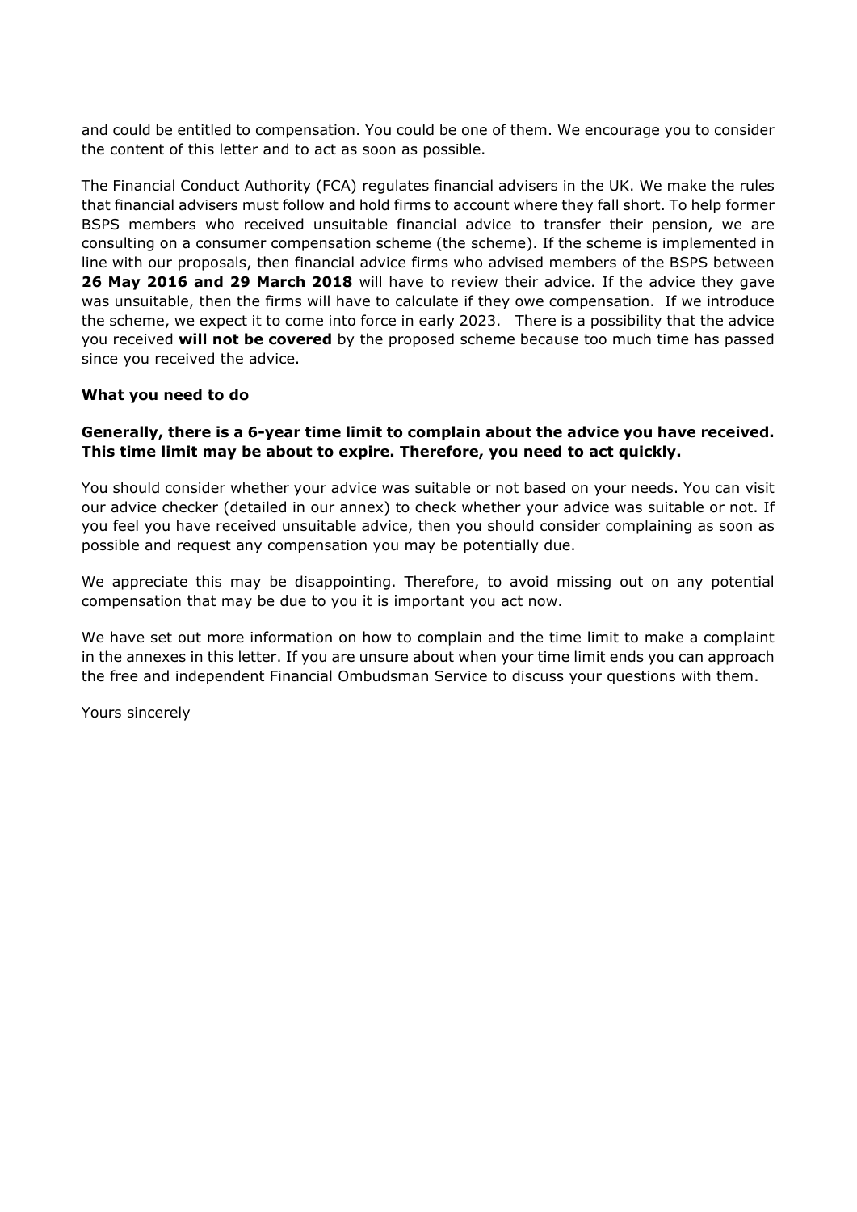and could be entitled to compensation. You could be one of them. We encourage you to consider the content of this letter and to act as soon as possible.

The Financial Conduct Authority (FCA) regulates financial advisers in the UK. We make the rules that financial advisers must follow and hold firms to account where they fall short. To help former BSPS members who received unsuitable financial advice to transfer their pension, we are consulting on a consumer compensation scheme (the scheme). If the scheme is implemented in line with our proposals, then financial advice firms who advised members of the BSPS between **26 May 2016 and 29 March 2018** will have to review their advice. If the advice they gave was unsuitable, then the firms will have to calculate if they owe compensation. If we introduce the scheme, we expect it to come into force in early 2023. There is a possibility that the advice you received **will not be covered** by the proposed scheme because too much time has passed since you received the advice.

**What you need to do**

**Generally, there is a 6-year time limit to complain about the advice you have received. This time limit may be about to expire. Therefore, you need to act quickly.**

You should consider whether your advice was suitable or not based on your needs. You can visit our advice checker (detailed in our annex) to check whether your advice was suitable or not. If you feel you have received unsuitable advice, then you should consider complaining as soon as possible and request any compensation you may be potentially due.

We appreciate this may be disappointing. Therefore, to avoid missing out on any potential compensation that may be due to you it is important you act now.

We have set out more information on how to complain and the time limit to make a complaint in the annexes in this letter. If you are unsure about when your time limit ends you can approach the free and independent Financial Ombudsman Service to discuss your questions with them.

Yours sincerely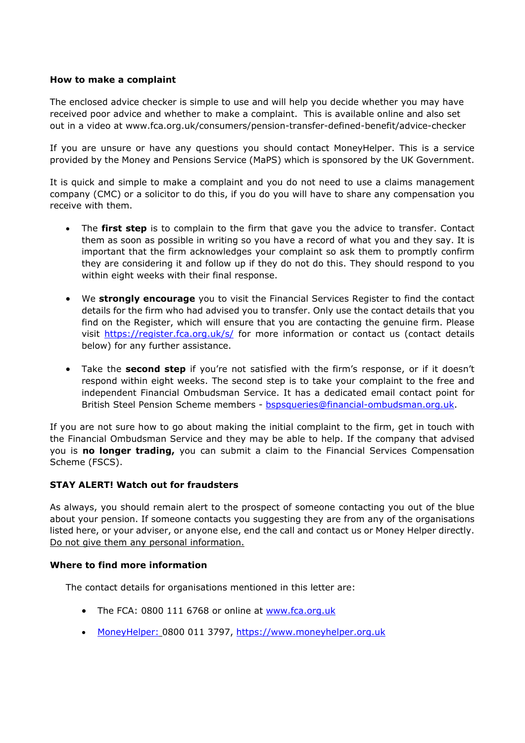**How to make a complaint**

The enclosed advice checker is simple to use and will help you decide whether you may have received poor advice and whether to make a complaint. This is available online and also set out in a video at www.fca.org.uk/consumers/pension-transfer-defined-benefit/advice-checker

If you are unsure or have any questions you should contact MoneyHelper. This is a service provided by the Money and Pensions Service (MaPS) which is sponsored by the UK Government.

It is quick and simple to make a complaint and you do not need to use a claims management company (CMC) or a solicitor to do this, if you do you will have to share any compensation you receive with them.

- The **first step** is to complain to the firm that gave you the advice to transfer. Contact them as soon as possible in writing so you have a record of what you and they say. It is important that the firm acknowledges your complaint so ask them to promptly confirm they are considering it and follow up if they do not do this. They should respond to you within eight weeks with their final response.

- We **strongly encourage** you to visit the Financial Services Register to find the contact details for the firm who had advised you to transfer. Only use the contact details that you find on the Register, which will ensure that you are contacting the genuine firm. Please visit [https://register.fca.org.uk/s/](https://register.fca.org.uk/s/) for more information or contact us (contact details below) for any further assistance.

- Take the **second step** if you're not satisfied with the firm's response, or if it doesn't respond within eight weeks. The second step is to take your complaint to the free and independent Financial Ombudsman Service. It has a dedicated email contact point for British Steel Pension Scheme members - [bspsqueries@financial-ombudsman.org.uk](mailto:bspsqueries@financial-ombudsman.org.uk).

If you are not sure how to go about making the initial complaint to the firm, get in touch with the Financial Ombudsman Service and they may be able to help. If the company that advised you is **no longer trading,** you can submit a claim to the Financial Services Compensation Scheme (FSCS).

**STAY ALERT! Watch out for fraudsters**

As always, you should remain alert to the prospect of someone contacting you out of the blue about your pension. If someone contacts you suggesting they are from any of the organisations listed here, or your adviser, or anyone else, end the call and contact us or Money Helper directly. <u>Do not give them any personal information.</u>

**Where to find more information**

The contact details for organisations mentioned in this letter are:

- The FCA: 0800 111 6768 or online at [www.fca.org.uk](http://www.fca.org.uk)
- [MoneyHelper:](https://www.moneyhelper.org.uk) 0800 011 3797, [https://www.moneyhelper.org.uk](https://www.moneyhelper.org.uk)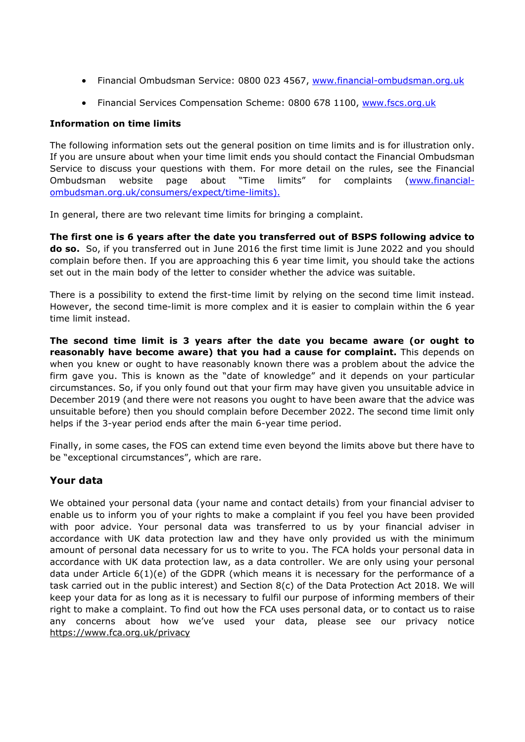- Financial Ombudsman Service: 0800 023 4567, www.financial-ombudsman.org.uk
- Financial Services Compensation Scheme: 0800 678 1100, www.fscs.org.uk

**Information on time limits**

The following information sets out the general position on time limits and is for illustration only. If you are unsure about when your time limit ends you should contact the Financial Ombudsman Service to discuss your questions with them. For more detail on the rules, see the Financial Ombudsman website page about "Time limits" for complaints (www.financial-ombudsman.org.uk/consumers/expect/time-limits).

In general, there are two relevant time limits for bringing a complaint.

**The first one is 6 years after the date you transferred out of BSPS following advice to do so.** So, if you transferred out in June 2016 the first time limit is June 2022 and you should complain before then. If you are approaching this 6 year time limit, you should take the actions set out in the main body of the letter to consider whether the advice was suitable.

There is a possibility to extend the first-time limit by relying on the second time limit instead. However, the second time-limit is more complex and it is easier to complain within the 6 year time limit instead.

**The second time limit is 3 years after the date you became aware (or ought to reasonably have become aware) that you had a cause for complaint.** This depends on when you knew or ought to have reasonably known there was a problem about the advice the firm gave you. This is known as the "date of knowledge" and it depends on your particular circumstances. So, if you only found out that your firm may have given you unsuitable advice in December 2019 (and there were not reasons you ought to have been aware that the advice was unsuitable before) then you should complain before December 2022. The second time limit only helps if the 3-year period ends after the main 6-year time period.

Finally, in some cases, the FOS can extend time even beyond the limits above but there have to be "exceptional circumstances", which are rare.

## Your data

We obtained your personal data (your name and contact details) from your financial adviser to enable us to inform you of your rights to make a complaint if you feel you have been provided with poor advice. Your personal data was transferred to us by your financial adviser in accordance with UK data protection law and they have only provided us with the minimum amount of personal data necessary for us to write to you. The FCA holds your personal data in accordance with UK data protection law, as a data controller. We are only using your personal data under Article 6(1)(e) of the GDPR (which means it is necessary for the performance of a task carried out in the public interest) and Section 8(c) of the Data Protection Act 2018. We will keep your data for as long as it is necessary to fulfil our purpose of informing members of their right to make a complaint. To find out how the FCA uses personal data, or to contact us to raise any concerns about how we've used your data, please see our privacy notice https://www.fca.org.uk/privacy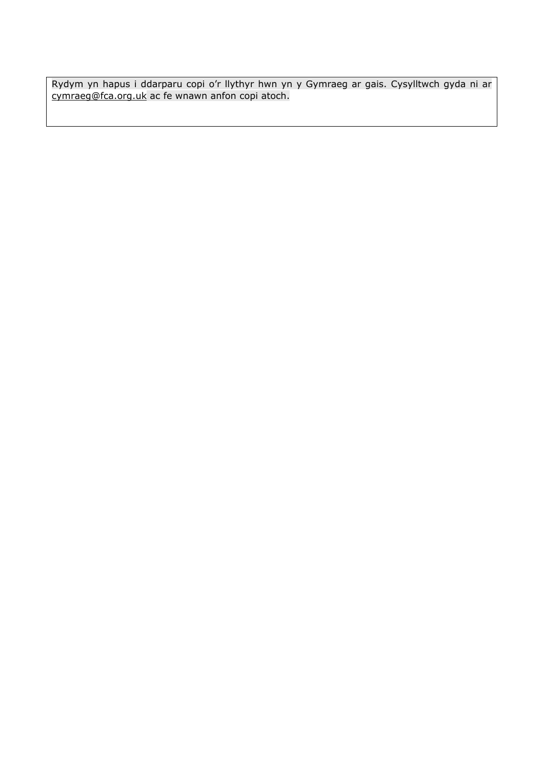Rydym yn hapus i ddarparu copi o'r llythyr hwn yn y Gymraeg ar gais. Cysylltwch gyda ni ar cymraeg@fca.org.uk ac fe wnawn anfon copi atoch.